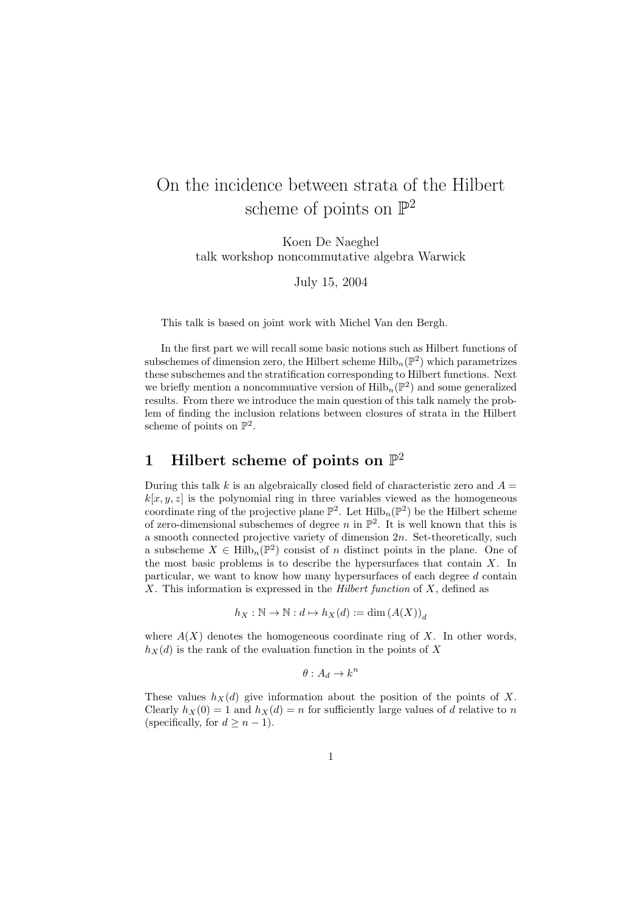# On the incidence between strata of the Hilbert scheme of points on $\mathbb{P}^2$

Koen De Naeghel
talk workshop noncommutative algebra Warwick

July 15, 2004

This talk is based on joint work with Michel Van den Bergh.

In the first part we will recall some basic notions such as Hilbert functions of subschemes of dimension zero, the Hilbert scheme $\mathrm{Hilb}_n(\mathbb{P}^2)$ which parametrizes these subschemes and the stratification corresponding to Hilbert functions. Next we briefly mention a noncommuative version of $\mathrm{Hilb}_n(\mathbb{P}^2)$ and some generalized results. From there we introduce the main question of this talk namely the problem of finding the inclusion relations between closures of strata in the Hilbert scheme of points on $\mathbb{P}^2$.

## 1 Hilbert scheme of points on $\mathbb{P}^2$

During this talk $k$ is an algebraically closed field of characteristic zero and $A = k[x, y, z]$ is the polynomial ring in three variables viewed as the homogeneous coordinate ring of the projective plane $\mathbb{P}^2$. Let $\mathrm{Hilb}_n(\mathbb{P}^2)$ be the Hilbert scheme of zero-dimensional subschemes of degree $n$ in $\mathbb{P}^2$. It is well known that this is a smooth connected projective variety of dimension $2n$. Set-theoretically, such a subscheme $X \in \mathrm{Hilb}_n(\mathbb{P}^2)$ consist of $n$ distinct points in the plane. One of the most basic problems is to describe the hypersurfaces that contain $X$. In particular, we want to know how many hypersurfaces of each degree $d$ contain $X$. This information is expressed in the *Hilbert function* of $X$, defined as

$$h_X : \mathbb{N} \to \mathbb{N} : d \mapsto h_X(d) := \dim (A(X))_d$$

where $A(X)$ denotes the homogeneous coordinate ring of $X$. In other words, $h_X(d)$ is the rank of the evaluation function in the points of $X$

$$\theta : A_d \to k^n$$

These values $h_X(d)$ give information about the position of the points of $X$. Clearly $h_X(0) = 1$ and $h_X(d) = n$ for sufficiently large values of $d$ relative to $n$ (specifically, for $d \geq n - 1$).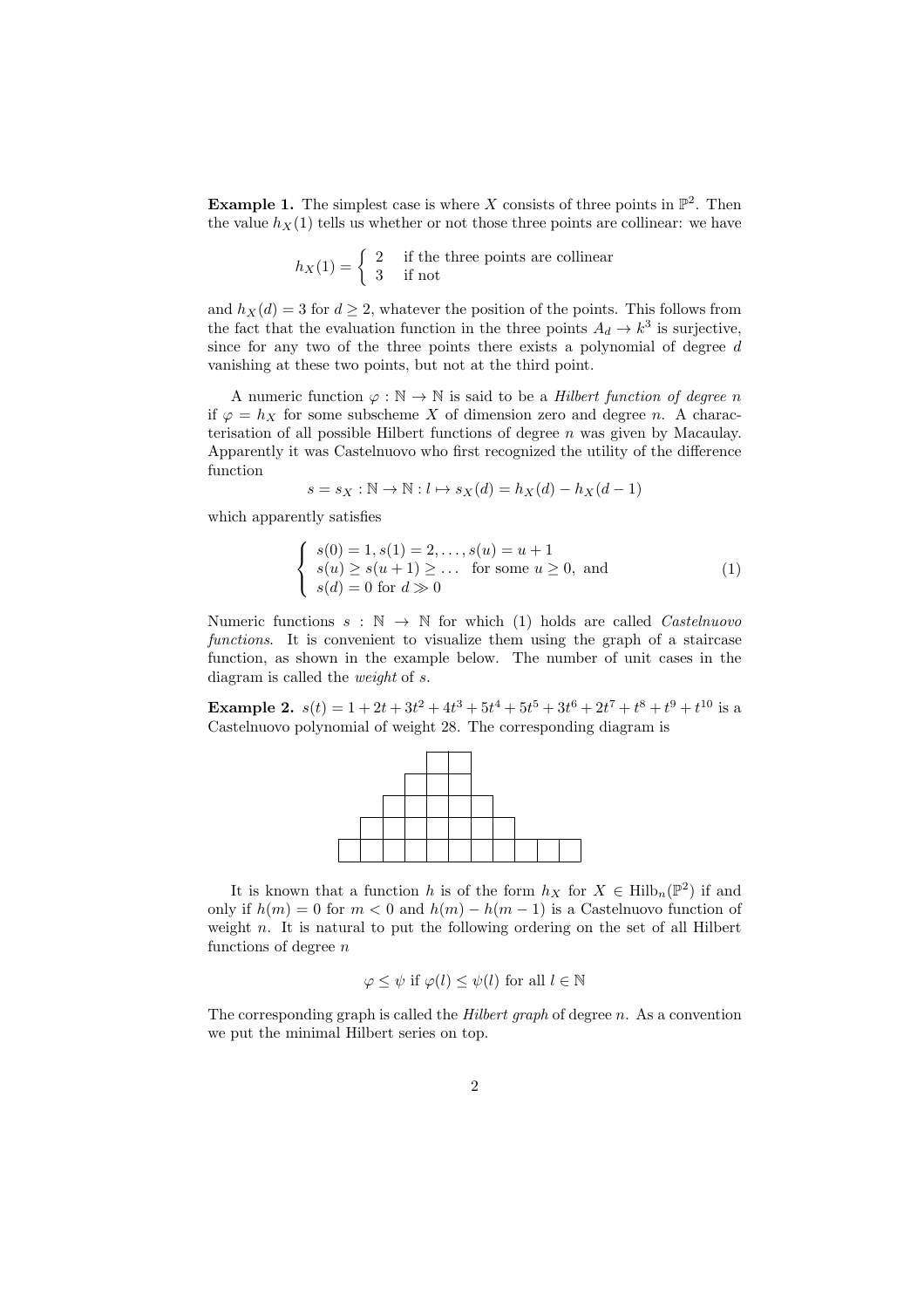**Example 1.** The simplest case is where $X$ consists of three points in $\mathbb{P}^2$. Then the value $h_X(1)$ tells us whether or not those three points are collinear: we have

$$h_X(1) = \begin{cases} 2 & \text{if the three points are collinear} \\ 3 & \text{if not} \end{cases}$$

and $h_X(d) = 3$ for $d \geq 2$, whatever the position of the points. This follows from the fact that the evaluation function in the three points $A_d \to k^3$ is surjective, since for any two of the three points there exists a polynomial of degree $d$ vanishing at these two points, but not at the third point.

A numeric function $\varphi : \mathbb{N} \to \mathbb{N}$ is said to be a *Hilbert function of degree $n$* if $\varphi = h_X$ for some subscheme $X$ of dimension zero and degree $n$. A characterisation of all possible Hilbert functions of degree $n$ was given by Macaulay. Apparently it was Castelnuovo who first recognized the utility of the difference function

$$s = s_X : \mathbb{N} \to \mathbb{N} : l \mapsto s_X(d) = h_X(d) - h_X(d-1)$$

which apparently satisfies

$$\begin{cases} s(0) = 1, s(1) = 2, \ldots, s(u) = u + 1 \\ s(u) \geq s(u+1) \geq \ldots \quad \text{for some } u \geq 0, \text{ and} \\ s(d) = 0 \text{ for } d \gg 0 \end{cases} \tag{1}$$

Numeric functions $s : \mathbb{N} \to \mathbb{N}$ for which (1) holds are called *Castelnuovo functions*. It is convenient to visualize them using the graph of a staircase function, as shown in the example below. The number of unit cases in the diagram is called the *weight* of $s$.

**Example 2.** $s(t) = 1 + 2t + 3t^2 + 4t^3 + 5t^4 + 5t^5 + 3t^6 + 2t^7 + t^8 + t^9 + t^{10}$ is a Castelnuovo polynomial of weight 28. The corresponding diagram is

It is known that a function $h$ is of the form $h_X$ for $X \in \mathrm{Hilb}_n(\mathbb{P}^2)$ if and only if $h(m) = 0$ for $m < 0$ and $h(m) - h(m-1)$ is a Castelnuovo function of weight $n$. It is natural to put the following ordering on the set of all Hilbert functions of degree $n$

$$\varphi \leq \psi \text{ if } \varphi(l) \leq \psi(l) \text{ for all } l \in \mathbb{N}$$

The corresponding graph is called the *Hilbert graph* of degree $n$. As a convention we put the minimal Hilbert series on top.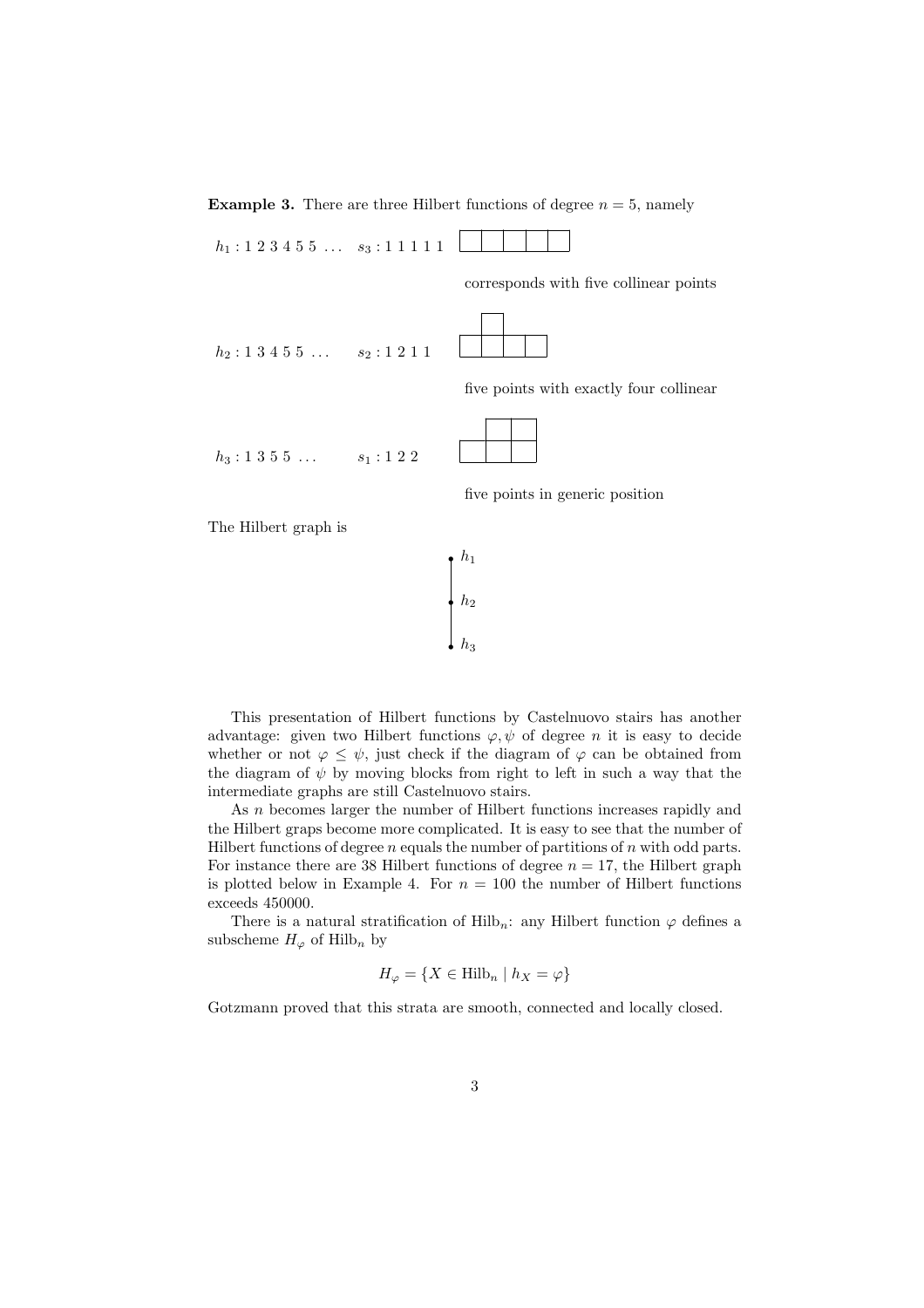**Example 3.** There are three Hilbert functions of degree $n = 5$, namely

$h_1 : 1\ 2\ 3\ 4\ 5\ 5\ \ldots$ $\quad s_3 : 1\ 1\ 1\ 1\ 1$

corresponds with five collinear points

$h_2 : 1\ 3\ 4\ 5\ 5\ \ldots$ $\quad s_2 : 1\ 2\ 1\ 1$

five points with exactly four collinear

$h_3 : 1\ 3\ 5\ 5\ \ldots$ $\quad s_1 : 1\ 2\ 2$

five points in generic position

The Hilbert graph is

$h_1$ — $h_2$ — $h_3$

This presentation of Hilbert functions by Castelnuovo stairs has another advantage: given two Hilbert functions $\varphi, \psi$ of degree $n$ it is easy to decide whether or not $\varphi \leq \psi$, just check if the diagram of $\varphi$ can be obtained from the diagram of $\psi$ by moving blocks from right to left in such a way that the intermediate graphs are still Castelnuovo stairs.

As $n$ becomes larger the number of Hilbert functions increases rapidly and the Hilbert graps become more complicated. It is easy to see that the number of Hilbert functions of degree $n$ equals the number of partitions of $n$ with odd parts. For instance there are 38 Hilbert functions of degree $n = 17$, the Hilbert graph is plotted below in Example 4. For $n = 100$ the number of Hilbert functions exceeds 450000.

There is a natural stratification of $\mathrm{Hilb}_n$: any Hilbert function $\varphi$ defines a subscheme $H_\varphi$ of $\mathrm{Hilb}_n$ by

$$H_\varphi = \{X \in \mathrm{Hilb}_n \mid h_X = \varphi\}$$

Gotzmann proved that this strata are smooth, connected and locally closed.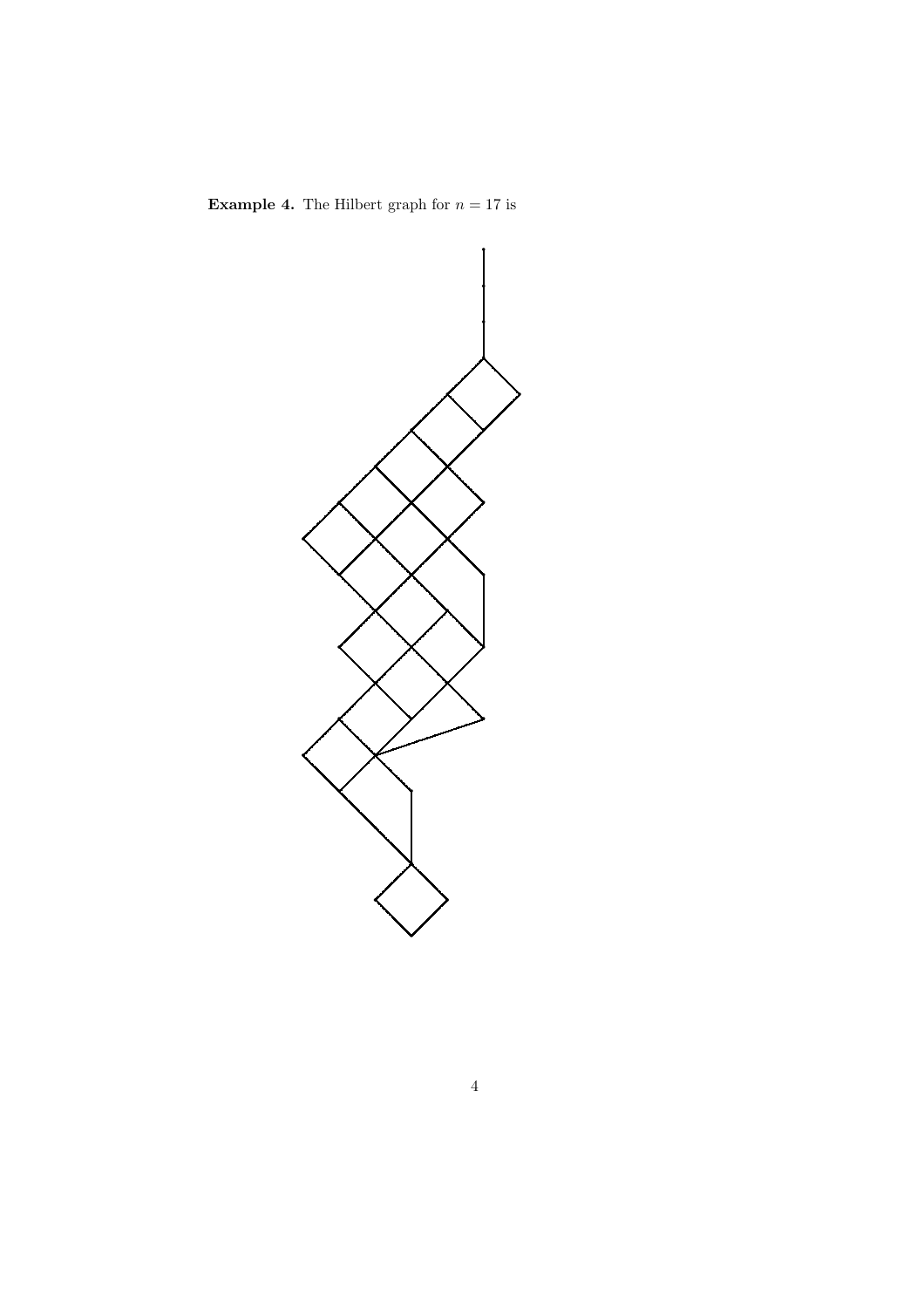**Example 4.** The Hilbert graph for $n = 17$ is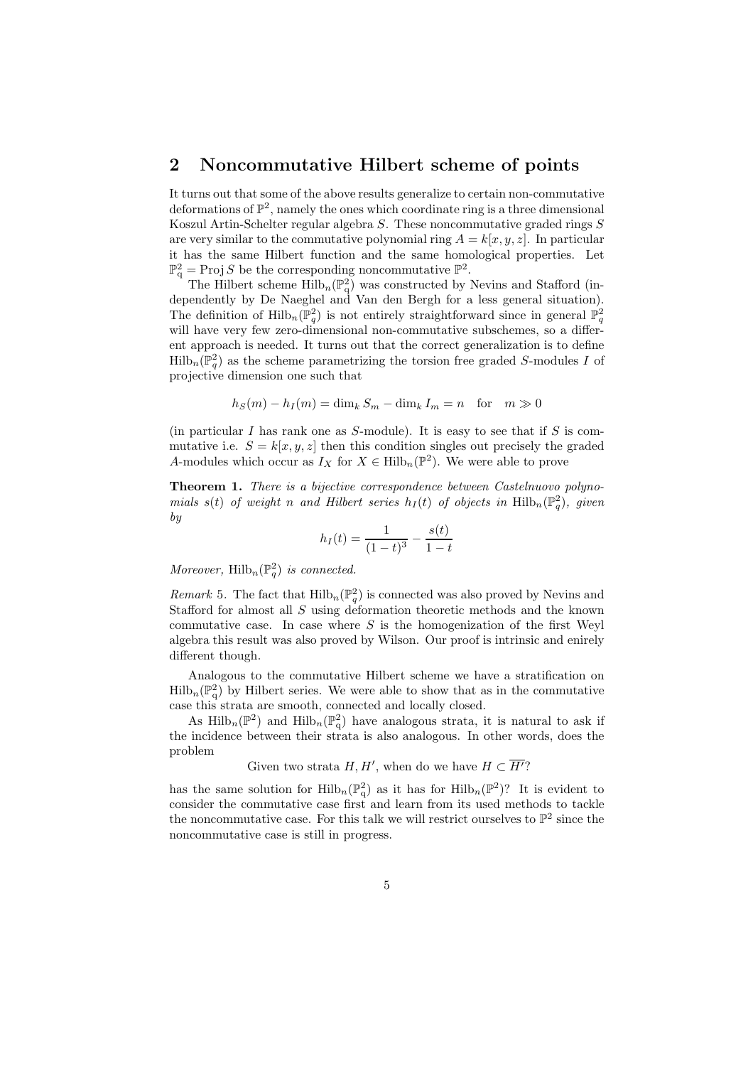## 2 Noncommutative Hilbert scheme of points

It turns out that some of the above results generalize to certain non-commutative deformations of $\mathbb{P}^2$, namely the ones which coordinate ring is a three dimensional Koszul Artin-Schelter regular algebra $S$. These noncommutative graded rings $S$ are very similar to the commutative polynomial ring $A = k[x, y, z]$. In particular it has the same Hilbert function and the same homological properties. Let $\mathbb{P}^2_q = \operatorname{Proj} S$ be the corresponding noncommutative $\mathbb{P}^2$.

The Hilbert scheme $\operatorname{Hilb}_n(\mathbb{P}^2_q)$ was constructed by Nevins and Stafford (independently by De Naeghel and Van den Bergh for a less general situation). The definition of $\operatorname{Hilb}_n(\mathbb{P}^2_q)$ is not entirely straightforward since in general $\mathbb{P}^2_q$ will have very few zero-dimensional non-commutative subschemes, so a different approach is needed. It turns out that the correct generalization is to define $\operatorname{Hilb}_n(\mathbb{P}^2_q)$ as the scheme parametrizing the torsion free graded $S$-modules $I$ of projective dimension one such that

$$h_S(m) - h_I(m) = \dim_k S_m - \dim_k I_m = n \quad \text{for} \quad m \gg 0$$

(in particular $I$ has rank one as $S$-module). It is easy to see that if $S$ is commutative i.e. $S = k[x, y, z]$ then this condition singles out precisely the graded $A$-modules which occur as $I_X$ for $X \in \operatorname{Hilb}_n(\mathbb{P}^2)$. We were able to prove

**Theorem 1.** *There is a bijective correspondence between Castelnuovo polynomials $s(t)$ of weight $n$ and Hilbert series $h_I(t)$ of objects in $\operatorname{Hilb}_n(\mathbb{P}^2_q)$, given by*

$$h_I(t) = \frac{1}{(1-t)^3} - \frac{s(t)}{1-t}$$

*Moreover, $\operatorname{Hilb}_n(\mathbb{P}^2_q)$ is connected.*

*Remark* 5. The fact that $\operatorname{Hilb}_n(\mathbb{P}^2_q)$ is connected was also proved by Nevins and Stafford for almost all $S$ using deformation theoretic methods and the known commutative case. In case where $S$ is the homogenization of the first Weyl algebra this result was also proved by Wilson. Our proof is intrinsic and enirely different though.

Analogous to the commutative Hilbert scheme we have a stratification on $\operatorname{Hilb}_n(\mathbb{P}^2_q)$ by Hilbert series. We were able to show that as in the commutative case this strata are smooth, connected and locally closed.

As $\operatorname{Hilb}_n(\mathbb{P}^2)$ and $\operatorname{Hilb}_n(\mathbb{P}^2_q)$ have analogous strata, it is natural to ask if the incidence between their strata is also analogous. In other words, does the problem

Given two strata $H, H'$, when do we have $H \subset \overline{H'}$?

has the same solution for $\operatorname{Hilb}_n(\mathbb{P}^2_q)$ as it has for $\operatorname{Hilb}_n(\mathbb{P}^2)$? It is evident to consider the commutative case first and learn from its used methods to tackle the noncommutative case. For this talk we will restrict ourselves to $\mathbb{P}^2$ since the noncommutative case is still in progress.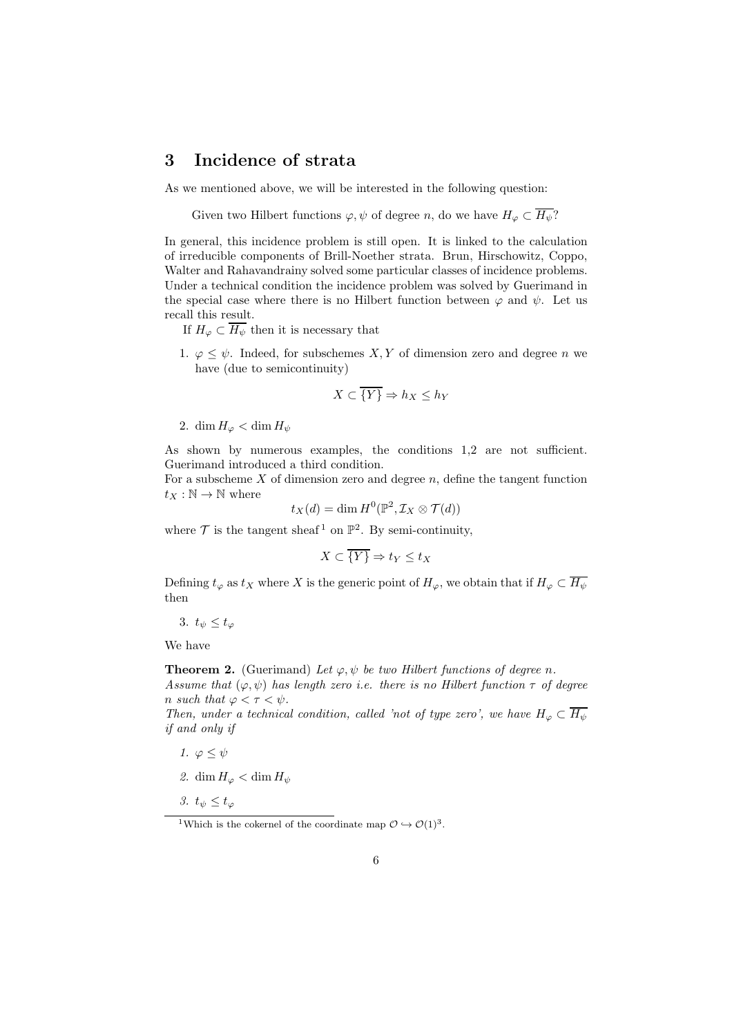# 3 Incidence of strata

As we mentioned above, we will be interested in the following question:

> Given two Hilbert functions $\varphi, \psi$ of degree $n$, do we have $H_\varphi \subset \overline{H_\psi}$?

In general, this incidence problem is still open. It is linked to the calculation of irreducible components of Brill-Noether strata. Brun, Hirschowitz, Coppo, Walter and Rahavandrainy solved some particular classes of incidence problems. Under a technical condition the incidence problem was solved by Guerimand in the special case where there is no Hilbert function between $\varphi$ and $\psi$. Let us recall this result.

If $H_\varphi \subset \overline{H_\psi}$ then it is necessary that

1. $\varphi \leq \psi$. Indeed, for subschemes $X, Y$ of dimension zero and degree $n$ we have (due to semicontinuity)

$$X \subset \overline{\{Y\}} \Rightarrow h_X \leq h_Y$$

2. $\dim H_\varphi < \dim H_\psi$

As shown by numerous examples, the conditions 1,2 are not sufficient. Guerimand introduced a third condition.

For a subscheme $X$ of dimension zero and degree $n$, define the tangent function $t_X : \mathbb{N} \to \mathbb{N}$ where

$$t_X(d) = \dim H^0(\mathbb{P}^2, \mathcal{I}_X \otimes \mathcal{T}(d))$$

where $\mathcal{T}$ is the tangent sheaf[1] on $\mathbb{P}^2$. By semi-continuity,

$$X \subset \overline{\{Y\}} \Rightarrow t_Y \leq t_X$$

Defining $t_\varphi$ as $t_X$ where $X$ is the generic point of $H_\varphi$, we obtain that if $H_\varphi \subset \overline{H_\psi}$ then

3. $t_\psi \leq t_\varphi$

We have

**Theorem 2.** (Guerimand) *Let $\varphi, \psi$ be two Hilbert functions of degree $n$. Assume that $(\varphi, \psi)$ has length zero i.e. there is no Hilbert function $\tau$ of degree $n$ such that $\varphi < \tau < \psi$.*
*Then, under a technical condition, called 'not of type zero', we have $H_\varphi \subset \overline{H_\psi}$ if and only if*

1. *$\varphi \leq \psi$*
2. *$\dim H_\varphi < \dim H_\psi$*
3. *$t_\psi \leq t_\varphi$*

---

[1] Which is the cokernel of the coordinate map $\mathcal{O} \hookrightarrow \mathcal{O}(1)^3$.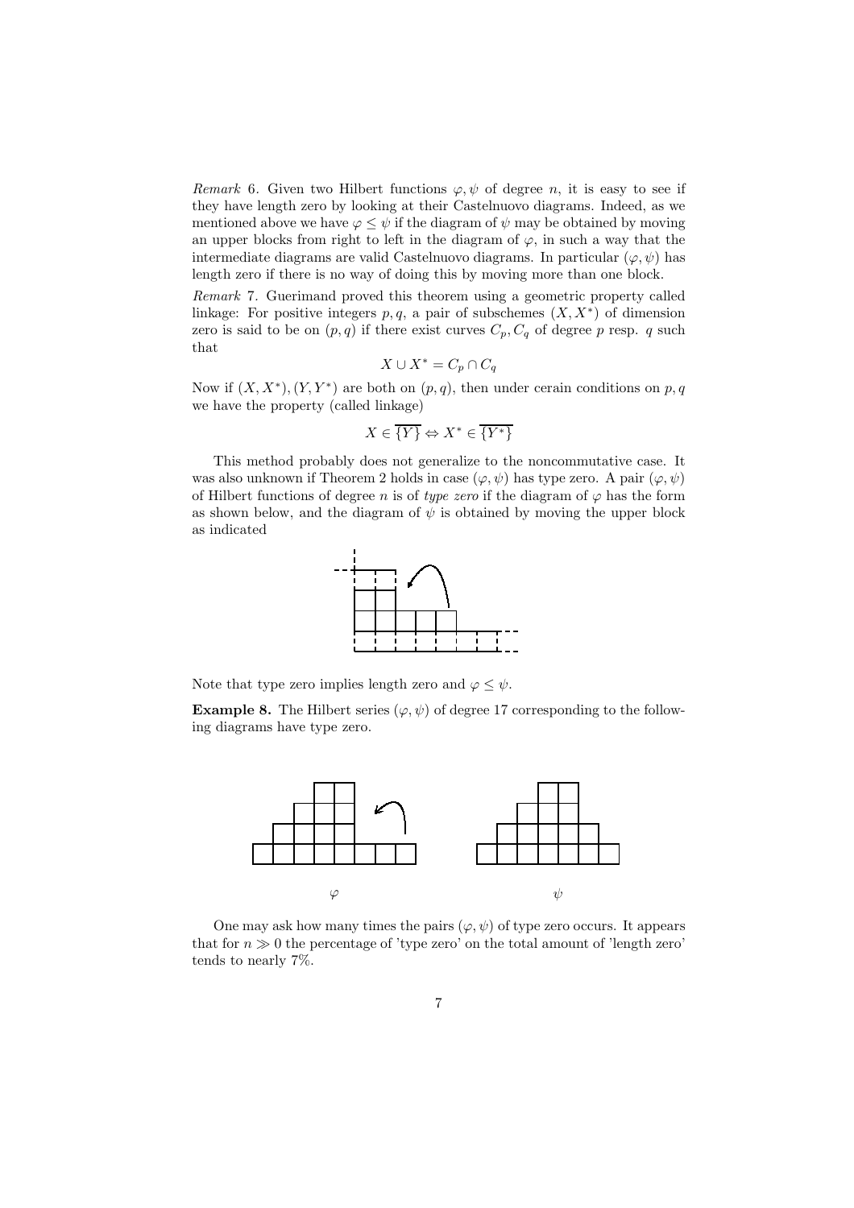*Remark* 6. Given two Hilbert functions $\varphi, \psi$ of degree $n$, it is easy to see if they have length zero by looking at their Castelnuovo diagrams. Indeed, as we mentioned above we have $\varphi \leq \psi$ if the diagram of $\psi$ may be obtained by moving an upper blocks from right to left in the diagram of $\varphi$, in such a way that the intermediate diagrams are valid Castelnuovo diagrams. In particular $(\varphi, \psi)$ has length zero if there is no way of doing this by moving more than one block.

*Remark* 7. Guerimand proved this theorem using a geometric property called linkage: For positive integers $p, q$, a pair of subschemes $(X, X^*)$ of dimension zero is said to be on $(p, q)$ if there exist curves $C_p, C_q$ of degree $p$ resp. $q$ such that

$$X \cup X^* = C_p \cap C_q$$

Now if $(X, X^*), (Y, Y^*)$ are both on $(p, q)$, then under cerain conditions on $p, q$ we have the property (called linkage)

$$X \in \overline{\{Y\}} \Leftrightarrow X^* \in \overline{\{Y^*\}}$$

This method probably does not generalize to the noncommutative case. It was also unknown if Theorem 2 holds in case $(\varphi, \psi)$ has type zero. A pair $(\varphi, \psi)$ of Hilbert functions of degree $n$ is of *type zero* if the diagram of $\varphi$ has the form as shown below, and the diagram of $\psi$ is obtained by moving the upper block as indicated

Note that type zero implies length zero and $\varphi \leq \psi$.

**Example 8.** The Hilbert series $(\varphi, \psi)$ of degree 17 corresponding to the following diagrams have type zero.

$\varphi$ $\psi$

One may ask how many times the pairs $(\varphi, \psi)$ of type zero occurs. It appears that for $n \gg 0$ the percentage of 'type zero' on the total amount of 'length zero' tends to nearly 7%.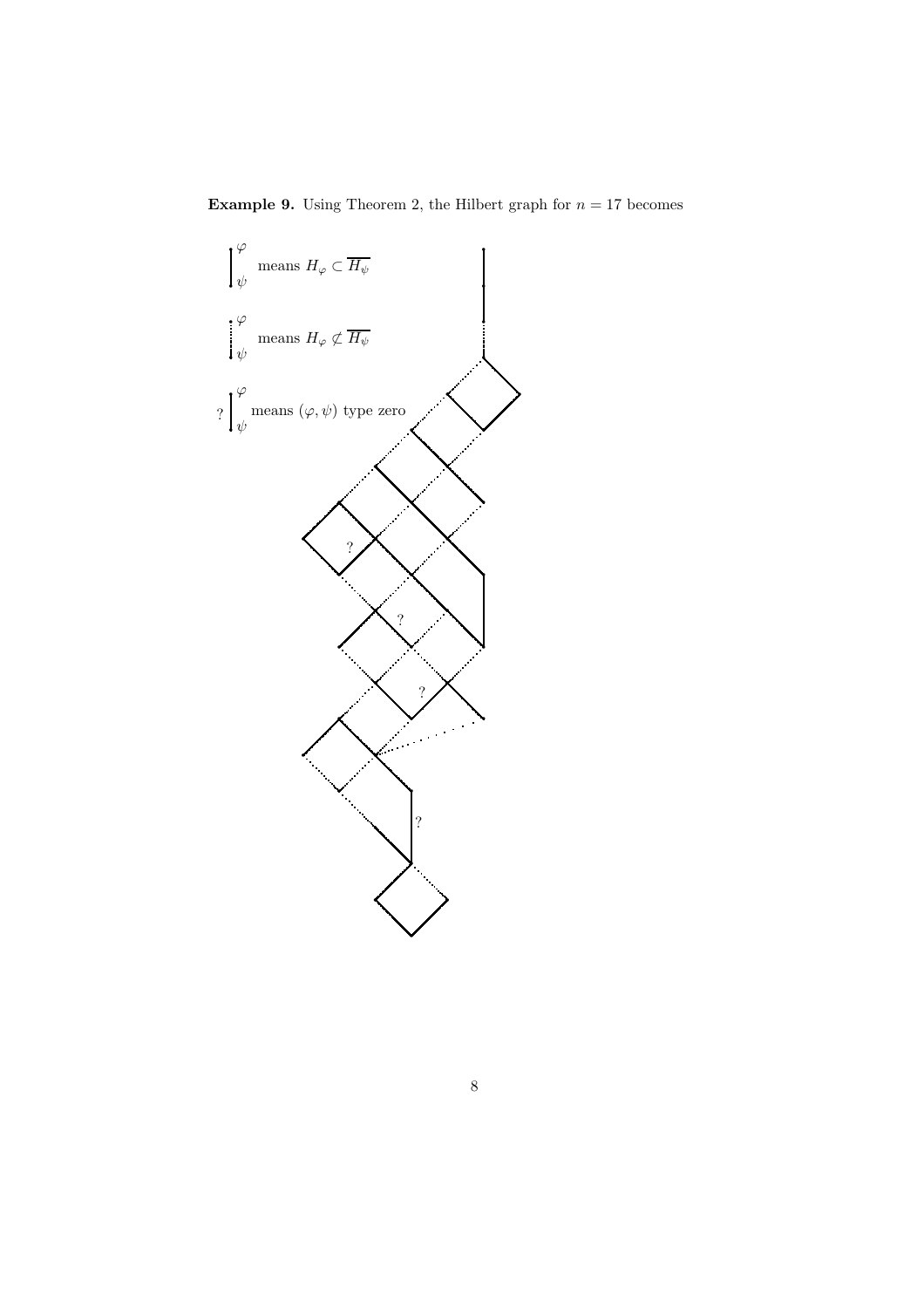**Example 9.** Using Theorem 2, the Hilbert graph for $n = 17$ becomes

$\varphi$, $\psi$ (solid edge) means $H_\varphi \subset \overline{H_\psi}$

$\varphi$, $\psi$ (dotted edge) means $H_\varphi \not\subset \overline{H_\psi}$

? $\varphi$, $\psi$ means $(\varphi, \psi)$ type zero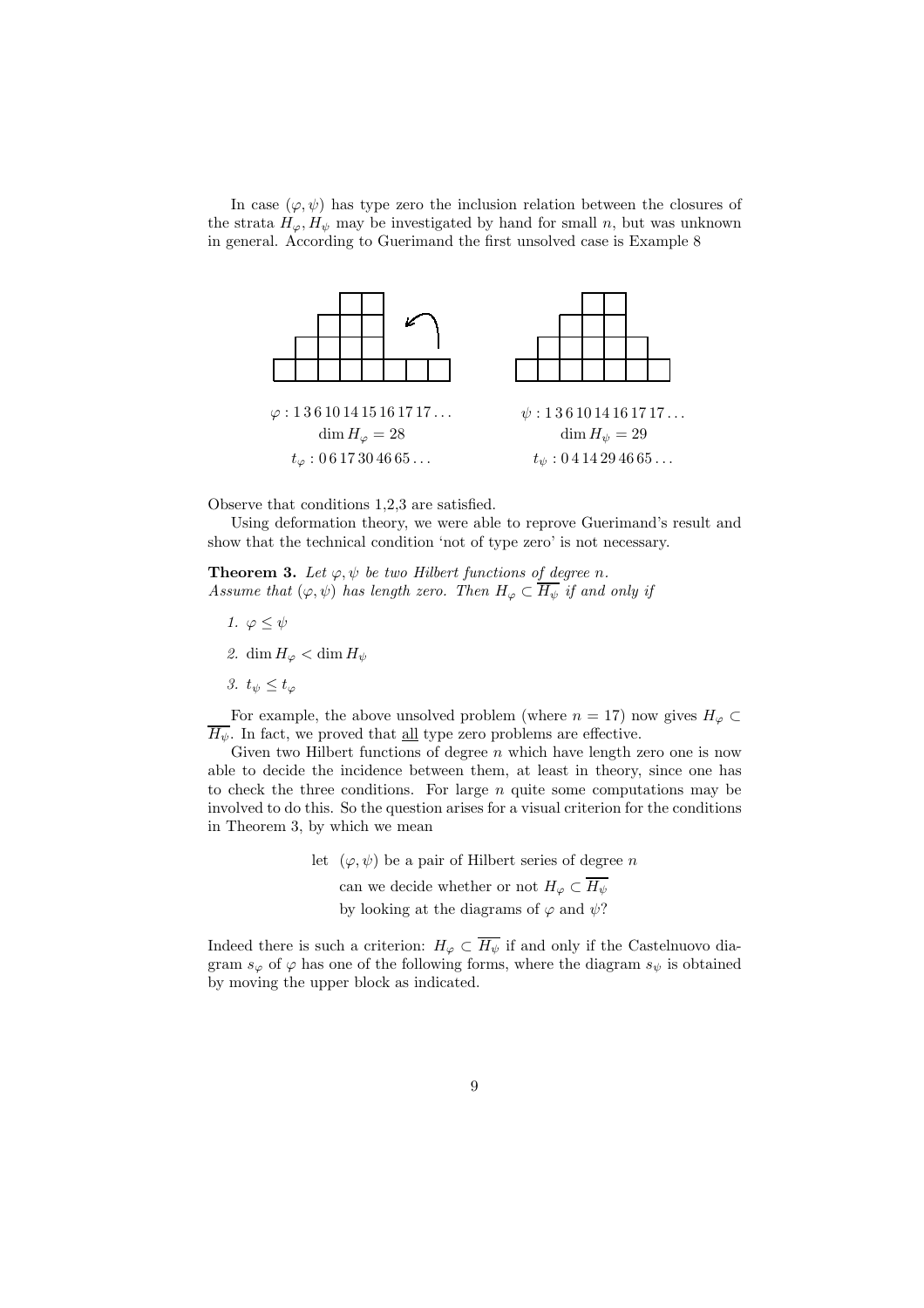In case $(\varphi, \psi)$ has type zero the inclusion relation between the closures of the strata $H_\varphi, H_\psi$ may be investigated by hand for small $n$, but was unknown in general. According to Guerimand the first unsolved case is Example 8

$\varphi : 1\,3\,6\,10\,14\,15\,16\,17\,17\ldots$

$\dim H_\varphi = 28$

$t_\varphi : 0\,6\,17\,30\,46\,65\ldots$

$\psi : 1\,3\,6\,10\,14\,16\,17\,17\ldots$

$\dim H_\psi = 29$

$t_\psi : 0\,4\,14\,29\,46\,65\ldots$

Observe that conditions 1,2,3 are satisfied.

Using deformation theory, we were able to reprove Guerimand's result and show that the technical condition 'not of type zero' is not necessary.

**Theorem 3.** *Let $\varphi, \psi$ be two Hilbert functions of degree $n$. Assume that $(\varphi, \psi)$ has length zero. Then $H_\varphi \subset \overline{H_\psi}$ if and only if*

1. $\varphi \leq \psi$
2. $\dim H_\varphi < \dim H_\psi$
3. $t_\psi \leq t_\varphi$

For example, the above unsolved problem (where $n = 17$) now gives $H_\varphi \subset \overline{H_\psi}$. In fact, we proved that <u>all</u> type zero problems are effective.

Given two Hilbert functions of degree $n$ which have length zero one is now able to decide the incidence between them, at least in theory, since one has to check the three conditions. For large $n$ quite some computations may be involved to do this. So the question arises for a visual criterion for the conditions in Theorem 3, by which we mean

> let $(\varphi, \psi)$ be a pair of Hilbert series of degree $n$
> can we decide whether or not $H_\varphi \subset \overline{H_\psi}$
> by looking at the diagrams of $\varphi$ and $\psi$?

Indeed there is such a criterion: $H_\varphi \subset \overline{H_\psi}$ if and only if the Castelnuovo diagram $s_\varphi$ of $\varphi$ has one of the following forms, where the diagram $s_\psi$ is obtained by moving the upper block as indicated.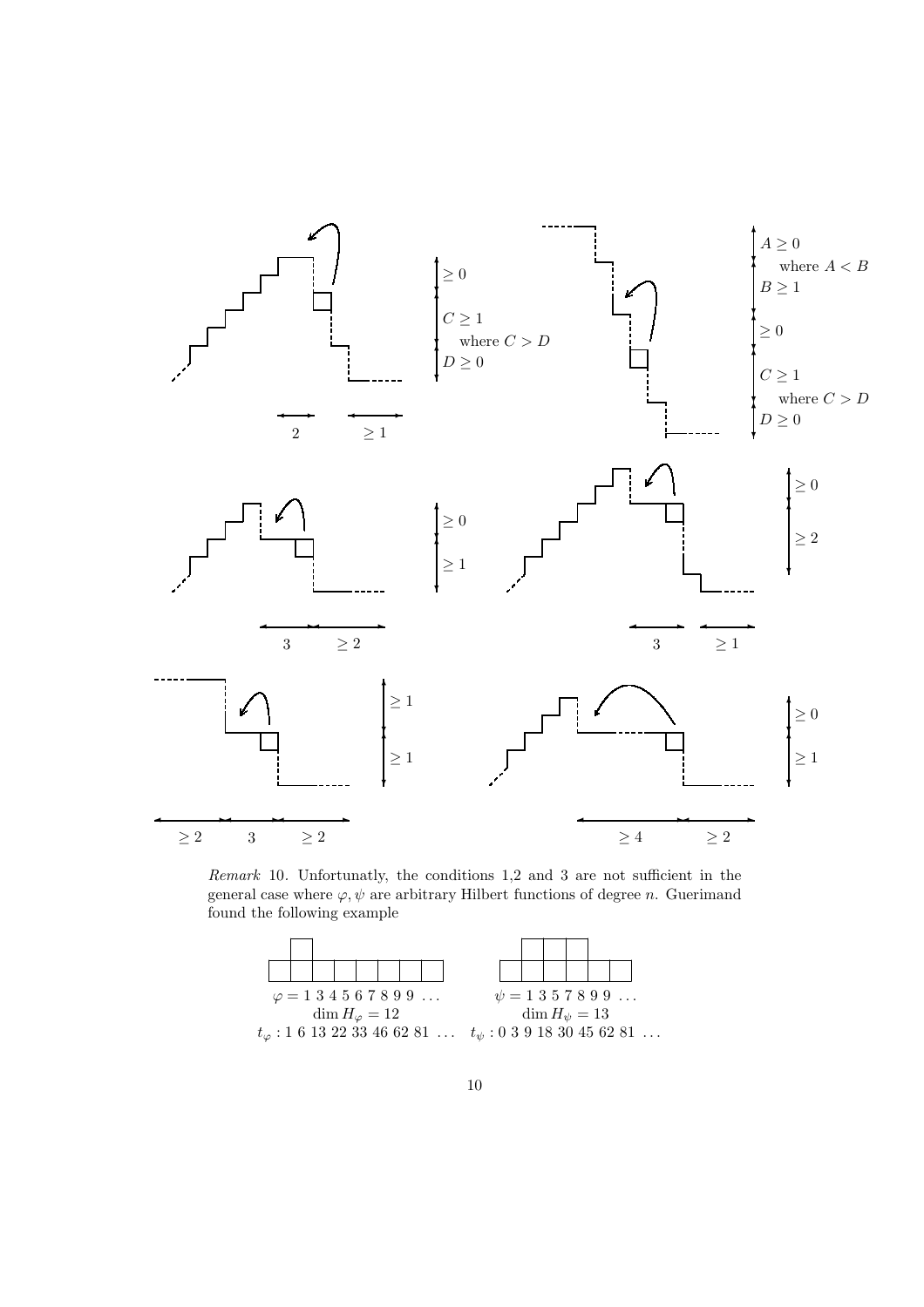*Remark* 10. Unfortunatly, the conditions 1,2 and 3 are not sufficient in the general case where $\varphi, \psi$ are arbitrary Hilbert functions of degree $n$. Guerimand found the following example

$\varphi = 1\ 3\ 4\ 5\ 6\ 7\ 8\ 9\ 9\ \ldots$ $\qquad$ $\psi = 1\ 3\ 5\ 7\ 8\ 9\ 9\ \ldots$

$\dim H_\varphi = 12$ $\qquad$ $\dim H_\psi = 13$

$t_\varphi : 1\ 6\ 13\ 22\ 33\ 46\ 62\ 81\ \ldots$ $\qquad$ $t_\psi : 0\ 3\ 9\ 18\ 30\ 45\ 62\ 81\ \ldots$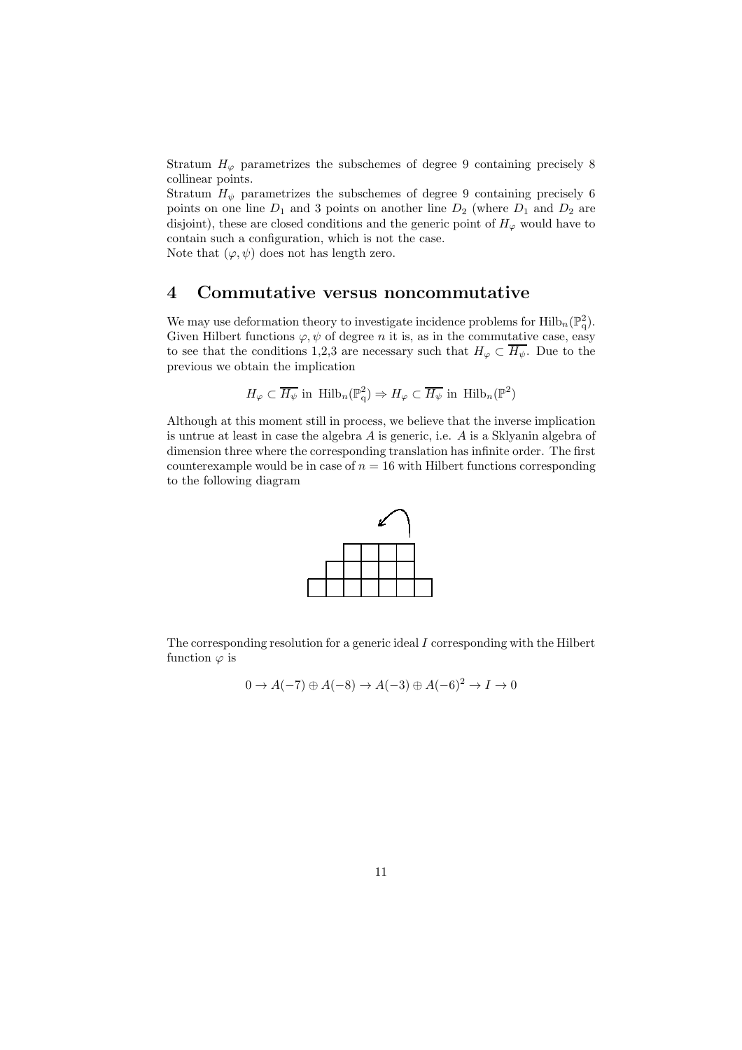Stratum $H_\varphi$ parametrizes the subschemes of degree 9 containing precisely 8 collinear points.
Stratum $H_\psi$ parametrizes the subschemes of degree 9 containing precisely 6 points on one line $D_1$ and 3 points on another line $D_2$ (where $D_1$ and $D_2$ are disjoint), these are closed conditions and the generic point of $H_\varphi$ would have to contain such a configuration, which is not the case.
Note that $(\varphi, \psi)$ does not has length zero.

# 4 Commutative versus noncommutative

We may use deformation theory to investigate incidence problems for $\mathrm{Hilb}_n(\mathbb{P}^2_q)$. Given Hilbert functions $\varphi, \psi$ of degree $n$ it is, as in the commutative case, easy to see that the conditions 1,2,3 are necessary such that $H_\varphi \subset \overline{H_\psi}$. Due to the previous we obtain the implication

$$H_\varphi \subset \overline{H_\psi} \text{ in } \mathrm{Hilb}_n(\mathbb{P}^2_q) \Rightarrow H_\varphi \subset \overline{H_\psi} \text{ in } \mathrm{Hilb}_n(\mathbb{P}^2)$$

Although at this moment still in process, we believe that the inverse implication is untrue at least in case the algebra $A$ is generic, i.e. $A$ is a Sklyanin algebra of dimension three where the corresponding translation has infinite order. The first counterexample would be in case of $n = 16$ with Hilbert functions corresponding to the following diagram

The corresponding resolution for a generic ideal $I$ corresponding with the Hilbert function $\varphi$ is

$$0 \to A(-7) \oplus A(-8) \to A(-3) \oplus A(-6)^2 \to I \to 0$$